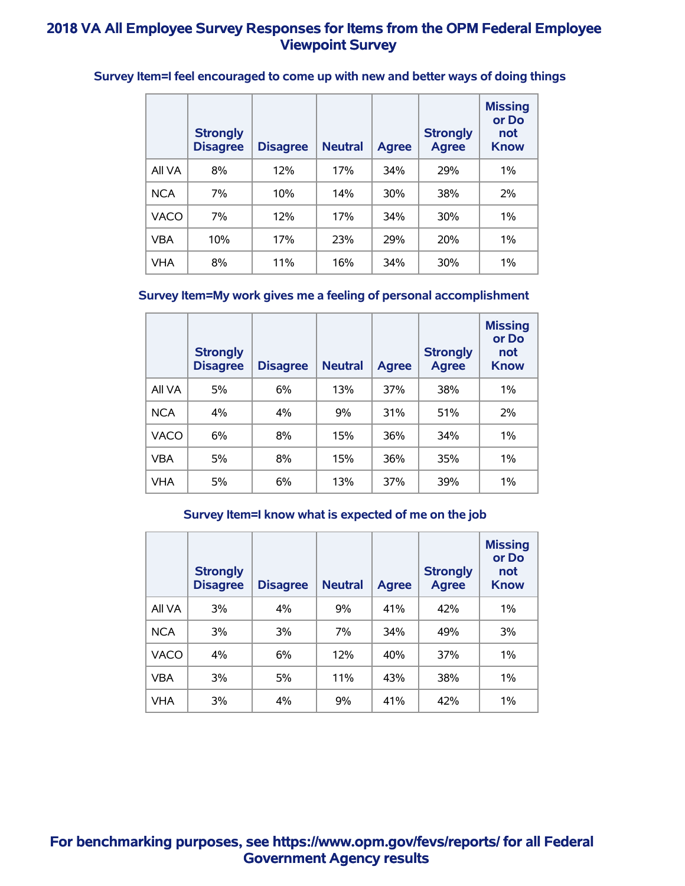# 2018 VA All Employee Survey Responses for Items from the OPM Federal Employee Viewpoint Survey

### Survey Item=I feel encouraged to come up with new and better ways of doing things

| | Strongly Disagree | Disagree | Neutral | Agree | Strongly Agree | Missing or Do not Know |
|---|---|---|---|---|---|---|
| All VA | 8% | 12% | 17% | 34% | 29% | 1% |
| NCA | 7% | 10% | 14% | 30% | 38% | 2% |
| VACO | 7% | 12% | 17% | 34% | 30% | 1% |
| VBA | 10% | 17% | 23% | 29% | 20% | 1% |
| VHA | 8% | 11% | 16% | 34% | 30% | 1% |

### Survey Item=My work gives me a feeling of personal accomplishment

| | Strongly Disagree | Disagree | Neutral | Agree | Strongly Agree | Missing or Do not Know |
|---|---|---|---|---|---|---|
| All VA | 5% | 6% | 13% | 37% | 38% | 1% |
| NCA | 4% | 4% | 9% | 31% | 51% | 2% |
| VACO | 6% | 8% | 15% | 36% | 34% | 1% |
| VBA | 5% | 8% | 15% | 36% | 35% | 1% |
| VHA | 5% | 6% | 13% | 37% | 39% | 1% |

### Survey Item=I know what is expected of me on the job

| | Strongly Disagree | Disagree | Neutral | Agree | Strongly Agree | Missing or Do not Know |
|---|---|---|---|---|---|---|
| All VA | 3% | 4% | 9% | 41% | 42% | 1% |
| NCA | 3% | 3% | 7% | 34% | 49% | 3% |
| VACO | 4% | 6% | 12% | 40% | 37% | 1% |
| VBA | 3% | 5% | 11% | 43% | 38% | 1% |
| VHA | 3% | 4% | 9% | 41% | 42% | 1% |

**For benchmarking purposes, see https://www.opm.gov/fevs/reports/ for all Federal Government Agency results**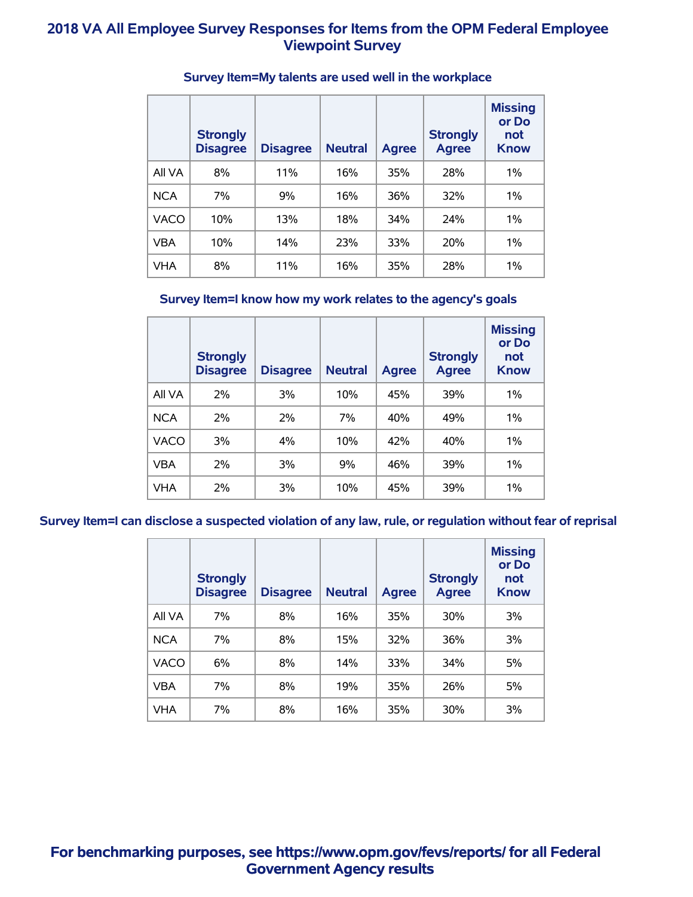# 2018 VA All Employee Survey Responses for Items from the OPM Federal Employee Viewpoint Survey

### Survey Item=My talents are used well in the workplace

| | Strongly Disagree | Disagree | Neutral | Agree | Strongly Agree | Missing or Do not Know |
|---|---|---|---|---|---|---|
| All VA | 8% | 11% | 16% | 35% | 28% | 1% |
| NCA | 7% | 9% | 16% | 36% | 32% | 1% |
| VACO | 10% | 13% | 18% | 34% | 24% | 1% |
| VBA | 10% | 14% | 23% | 33% | 20% | 1% |
| VHA | 8% | 11% | 16% | 35% | 28% | 1% |

### Survey Item=I know how my work relates to the agency's goals

| | Strongly Disagree | Disagree | Neutral | Agree | Strongly Agree | Missing or Do not Know |
|---|---|---|---|---|---|---|
| All VA | 2% | 3% | 10% | 45% | 39% | 1% |
| NCA | 2% | 2% | 7% | 40% | 49% | 1% |
| VACO | 3% | 4% | 10% | 42% | 40% | 1% |
| VBA | 2% | 3% | 9% | 46% | 39% | 1% |
| VHA | 2% | 3% | 10% | 45% | 39% | 1% |

### Survey Item=I can disclose a suspected violation of any law, rule, or regulation without fear of reprisal

| | Strongly Disagree | Disagree | Neutral | Agree | Strongly Agree | Missing or Do not Know |
|---|---|---|---|---|---|---|
| All VA | 7% | 8% | 16% | 35% | 30% | 3% |
| NCA | 7% | 8% | 15% | 32% | 36% | 3% |
| VACO | 6% | 8% | 14% | 33% | 34% | 5% |
| VBA | 7% | 8% | 19% | 35% | 26% | 5% |
| VHA | 7% | 8% | 16% | 35% | 30% | 3% |

**For benchmarking purposes, see https://www.opm.gov/fevs/reports/ for all Federal Government Agency results**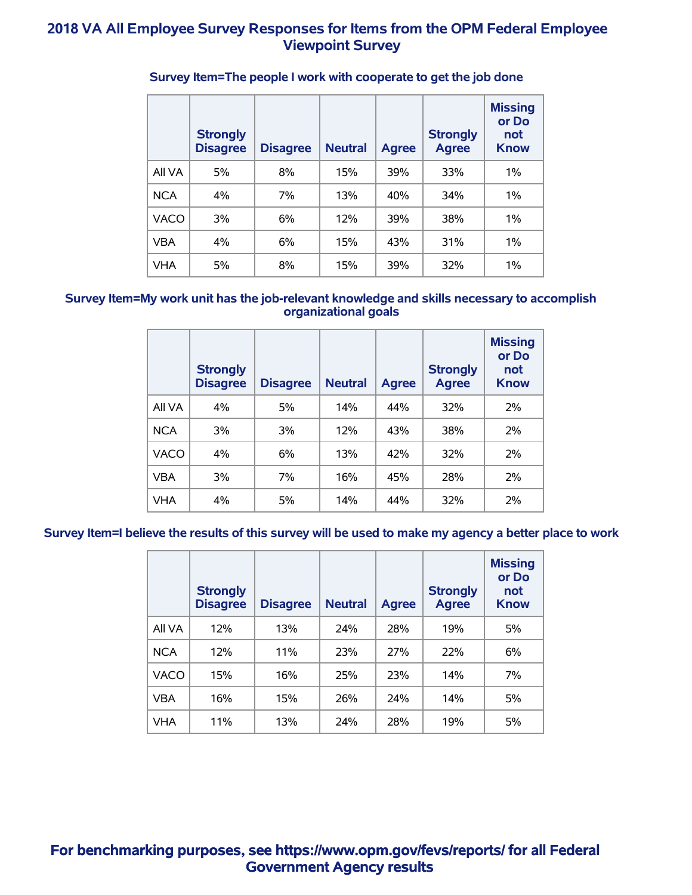# 2018 VA All Employee Survey Responses for Items from the OPM Federal Employee Viewpoint Survey

### Survey Item=The people I work with cooperate to get the job done

| | Strongly Disagree | Disagree | Neutral | Agree | Strongly Agree | Missing or Do not Know |
|---|---|---|---|---|---|---|
| All VA | 5% | 8% | 15% | 39% | 33% | 1% |
| NCA | 4% | 7% | 13% | 40% | 34% | 1% |
| VACO | 3% | 6% | 12% | 39% | 38% | 1% |
| VBA | 4% | 6% | 15% | 43% | 31% | 1% |
| VHA | 5% | 8% | 15% | 39% | 32% | 1% |

### Survey Item=My work unit has the job-relevant knowledge and skills necessary to accomplish organizational goals

| | Strongly Disagree | Disagree | Neutral | Agree | Strongly Agree | Missing or Do not Know |
|---|---|---|---|---|---|---|
| All VA | 4% | 5% | 14% | 44% | 32% | 2% |
| NCA | 3% | 3% | 12% | 43% | 38% | 2% |
| VACO | 4% | 6% | 13% | 42% | 32% | 2% |
| VBA | 3% | 7% | 16% | 45% | 28% | 2% |
| VHA | 4% | 5% | 14% | 44% | 32% | 2% |

### Survey Item=I believe the results of this survey will be used to make my agency a better place to work

| | Strongly Disagree | Disagree | Neutral | Agree | Strongly Agree | Missing or Do not Know |
|---|---|---|---|---|---|---|
| All VA | 12% | 13% | 24% | 28% | 19% | 5% |
| NCA | 12% | 11% | 23% | 27% | 22% | 6% |
| VACO | 15% | 16% | 25% | 23% | 14% | 7% |
| VBA | 16% | 15% | 26% | 24% | 14% | 5% |
| VHA | 11% | 13% | 24% | 28% | 19% | 5% |

**For benchmarking purposes, see https://www.opm.gov/fevs/reports/ for all Federal Government Agency results**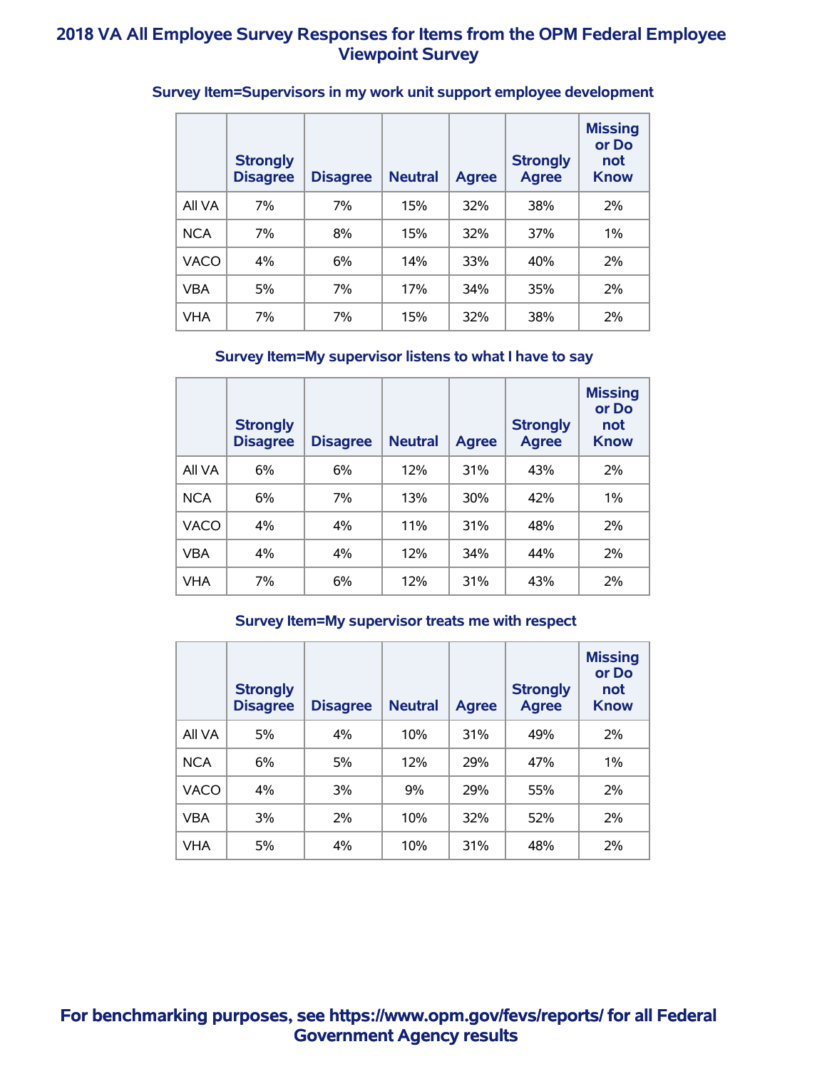# 2018 VA All Employee Survey Responses for Items from the OPM Federal Employee Viewpoint Survey

### Survey Item=Supervisors in my work unit support employee development

| | Strongly Disagree | Disagree | Neutral | Agree | Strongly Agree | Missing or Do not Know |
|---|---|---|---|---|---|---|
| All VA | 7% | 7% | 15% | 32% | 38% | 2% |
| NCA | 7% | 8% | 15% | 32% | 37% | 1% |
| VACO | 4% | 6% | 14% | 33% | 40% | 2% |
| VBA | 5% | 7% | 17% | 34% | 35% | 2% |
| VHA | 7% | 7% | 15% | 32% | 38% | 2% |

### Survey Item=My supervisor listens to what I have to say

| | Strongly Disagree | Disagree | Neutral | Agree | Strongly Agree | Missing or Do not Know |
|---|---|---|---|---|---|---|
| All VA | 6% | 6% | 12% | 31% | 43% | 2% |
| NCA | 6% | 7% | 13% | 30% | 42% | 1% |
| VACO | 4% | 4% | 11% | 31% | 48% | 2% |
| VBA | 4% | 4% | 12% | 34% | 44% | 2% |
| VHA | 7% | 6% | 12% | 31% | 43% | 2% |

### Survey Item=My supervisor treats me with respect

| | Strongly Disagree | Disagree | Neutral | Agree | Strongly Agree | Missing or Do not Know |
|---|---|---|---|---|---|---|
| All VA | 5% | 4% | 10% | 31% | 49% | 2% |
| NCA | 6% | 5% | 12% | 29% | 47% | 1% |
| VACO | 4% | 3% | 9% | 29% | 55% | 2% |
| VBA | 3% | 2% | 10% | 32% | 52% | 2% |
| VHA | 5% | 4% | 10% | 31% | 48% | 2% |

**For benchmarking purposes, see https://www.opm.gov/fevs/reports/ for all Federal Government Agency results**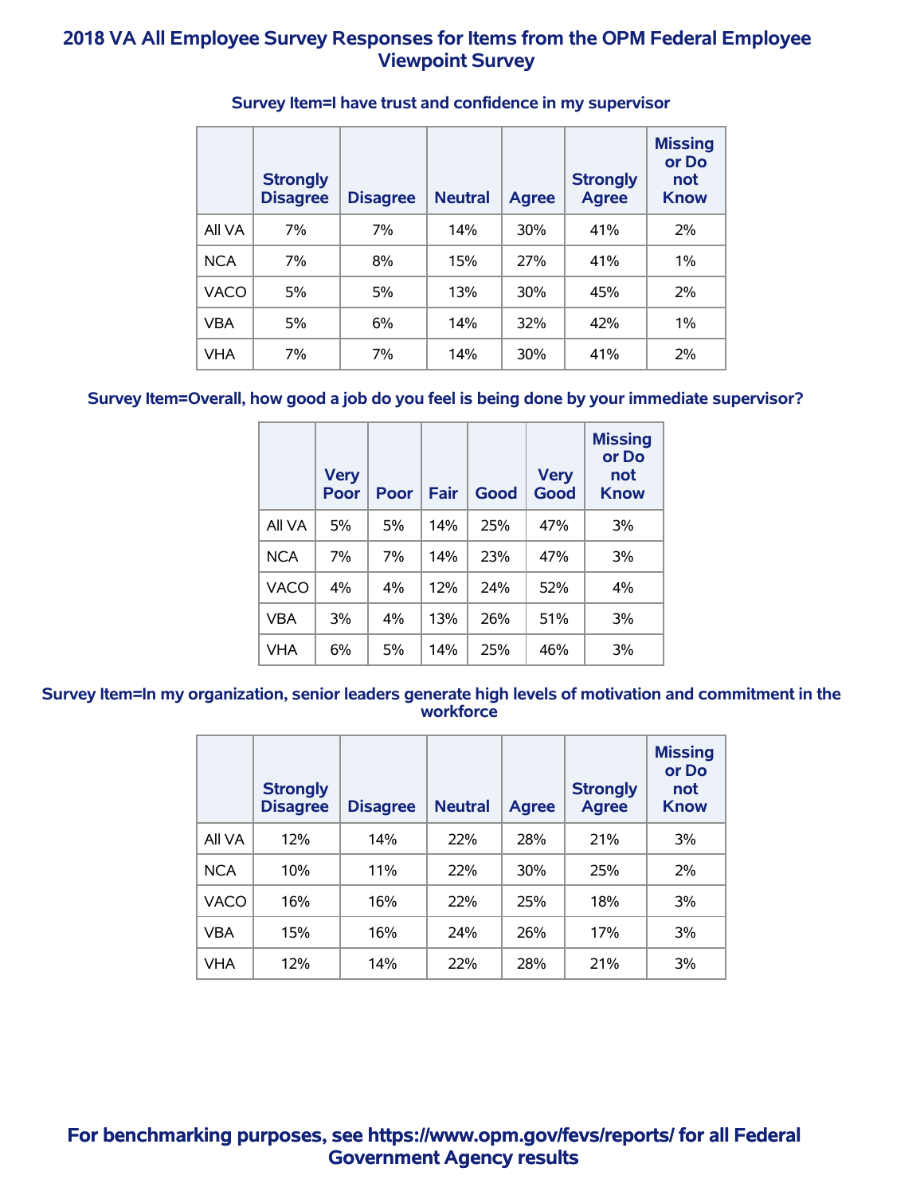# 2018 VA All Employee Survey Responses for Items from the OPM Federal Employee Viewpoint Survey

### Survey Item=I have trust and confidence in my supervisor

| | Strongly Disagree | Disagree | Neutral | Agree | Strongly Agree | Missing or Do not Know |
|---|---|---|---|---|---|---|
| All VA | 7% | 7% | 14% | 30% | 41% | 2% |
| NCA | 7% | 8% | 15% | 27% | 41% | 1% |
| VACO | 5% | 5% | 13% | 30% | 45% | 2% |
| VBA | 5% | 6% | 14% | 32% | 42% | 1% |
| VHA | 7% | 7% | 14% | 30% | 41% | 2% |

### Survey Item=Overall, how good a job do you feel is being done by your immediate supervisor?

| | Very Poor | Poor | Fair | Good | Very Good | Missing or Do not Know |
|---|---|---|---|---|---|---|
| All VA | 5% | 5% | 14% | 25% | 47% | 3% |
| NCA | 7% | 7% | 14% | 23% | 47% | 3% |
| VACO | 4% | 4% | 12% | 24% | 52% | 4% |
| VBA | 3% | 4% | 13% | 26% | 51% | 3% |
| VHA | 6% | 5% | 14% | 25% | 46% | 3% |

### Survey Item=In my organization, senior leaders generate high levels of motivation and commitment in the workforce

| | Strongly Disagree | Disagree | Neutral | Agree | Strongly Agree | Missing or Do not Know |
|---|---|---|---|---|---|---|
| All VA | 12% | 14% | 22% | 28% | 21% | 3% |
| NCA | 10% | 11% | 22% | 30% | 25% | 2% |
| VACO | 16% | 16% | 22% | 25% | 18% | 3% |
| VBA | 15% | 16% | 24% | 26% | 17% | 3% |
| VHA | 12% | 14% | 22% | 28% | 21% | 3% |

**For benchmarking purposes, see https://www.opm.gov/fevs/reports/ for all Federal Government Agency results**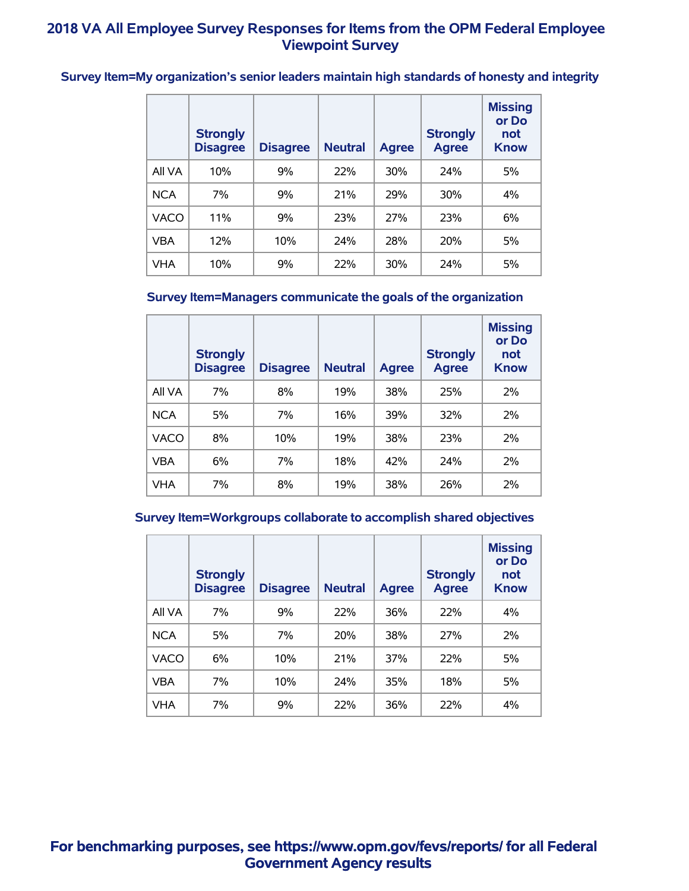# 2018 VA All Employee Survey Responses for Items from the OPM Federal Employee Viewpoint Survey

### Survey Item=My organization's senior leaders maintain high standards of honesty and integrity

| | Strongly Disagree | Disagree | Neutral | Agree | Strongly Agree | Missing or Do not Know |
|---|---|---|---|---|---|---|
| All VA | 10% | 9% | 22% | 30% | 24% | 5% |
| NCA | 7% | 9% | 21% | 29% | 30% | 4% |
| VACO | 11% | 9% | 23% | 27% | 23% | 6% |
| VBA | 12% | 10% | 24% | 28% | 20% | 5% |
| VHA | 10% | 9% | 22% | 30% | 24% | 5% |

### Survey Item=Managers communicate the goals of the organization

| | Strongly Disagree | Disagree | Neutral | Agree | Strongly Agree | Missing or Do not Know |
|---|---|---|---|---|---|---|
| All VA | 7% | 8% | 19% | 38% | 25% | 2% |
| NCA | 5% | 7% | 16% | 39% | 32% | 2% |
| VACO | 8% | 10% | 19% | 38% | 23% | 2% |
| VBA | 6% | 7% | 18% | 42% | 24% | 2% |
| VHA | 7% | 8% | 19% | 38% | 26% | 2% |

### Survey Item=Workgroups collaborate to accomplish shared objectives

| | Strongly Disagree | Disagree | Neutral | Agree | Strongly Agree | Missing or Do not Know |
|---|---|---|---|---|---|---|
| All VA | 7% | 9% | 22% | 36% | 22% | 4% |
| NCA | 5% | 7% | 20% | 38% | 27% | 2% |
| VACO | 6% | 10% | 21% | 37% | 22% | 5% |
| VBA | 7% | 10% | 24% | 35% | 18% | 5% |
| VHA | 7% | 9% | 22% | 36% | 22% | 4% |

**For benchmarking purposes, see https://www.opm.gov/fevs/reports/ for all Federal Government Agency results**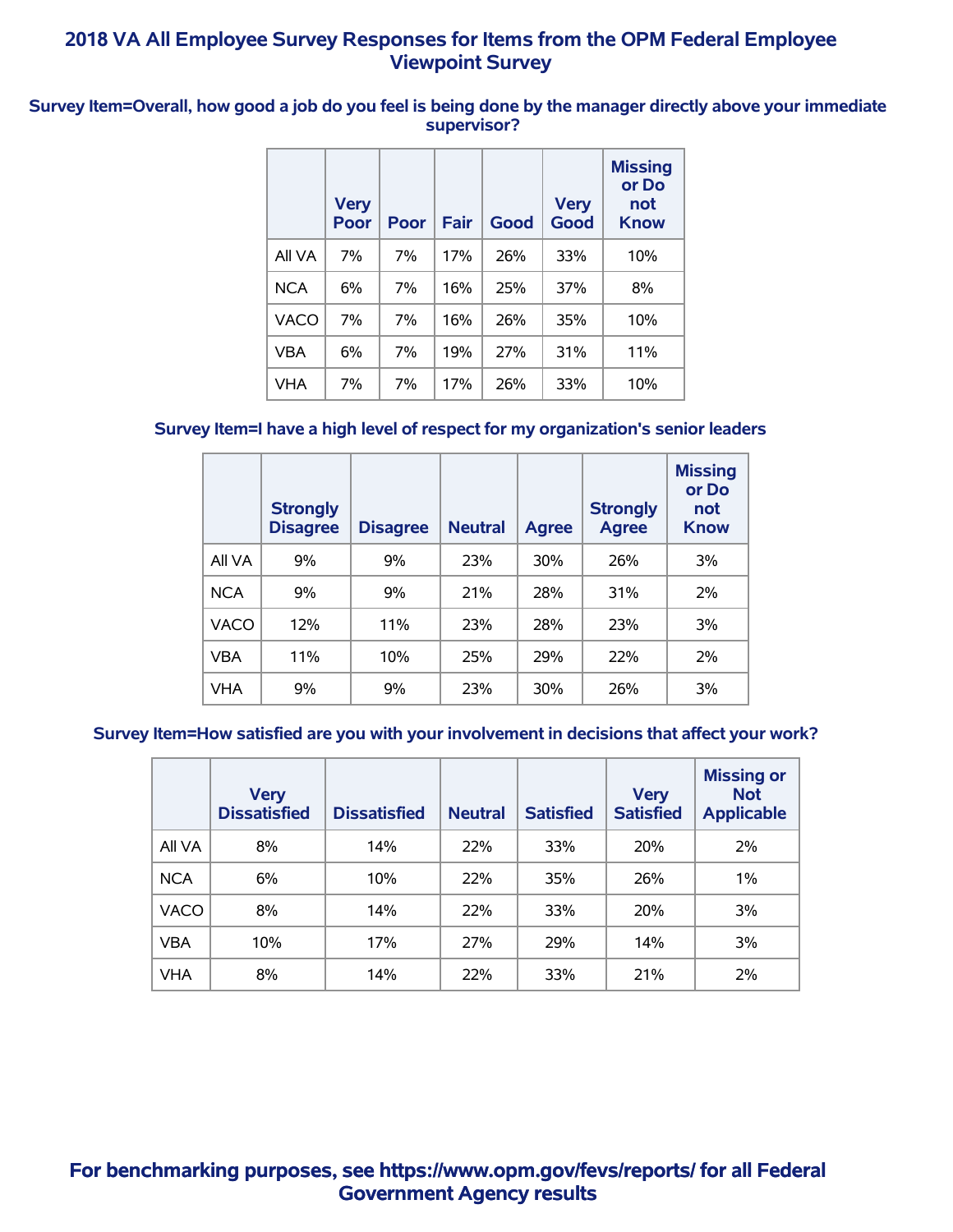# 2018 VA All Employee Survey Responses for Items from the OPM Federal Employee Viewpoint Survey

### Survey Item=Overall, how good a job do you feel is being done by the manager directly above your immediate supervisor?

| | Very Poor | Poor | Fair | Good | Very Good | Missing or Do not Know |
|---|---|---|---|---|---|---|
| All VA | 7% | 7% | 17% | 26% | 33% | 10% |
| NCA | 6% | 7% | 16% | 25% | 37% | 8% |
| VACO | 7% | 7% | 16% | 26% | 35% | 10% |
| VBA | 6% | 7% | 19% | 27% | 31% | 11% |
| VHA | 7% | 7% | 17% | 26% | 33% | 10% |

### Survey Item=I have a high level of respect for my organization's senior leaders

| | Strongly Disagree | Disagree | Neutral | Agree | Strongly Agree | Missing or Do not Know |
|---|---|---|---|---|---|---|
| All VA | 9% | 9% | 23% | 30% | 26% | 3% |
| NCA | 9% | 9% | 21% | 28% | 31% | 2% |
| VACO | 12% | 11% | 23% | 28% | 23% | 3% |
| VBA | 11% | 10% | 25% | 29% | 22% | 2% |
| VHA | 9% | 9% | 23% | 30% | 26% | 3% |

### Survey Item=How satisfied are you with your involvement in decisions that affect your work?

| | Very Dissatisfied | Dissatisfied | Neutral | Satisfied | Very Satisfied | Missing or Not Applicable |
|---|---|---|---|---|---|---|
| All VA | 8% | 14% | 22% | 33% | 20% | 2% |
| NCA | 6% | 10% | 22% | 35% | 26% | 1% |
| VACO | 8% | 14% | 22% | 33% | 20% | 3% |
| VBA | 10% | 17% | 27% | 29% | 14% | 3% |
| VHA | 8% | 14% | 22% | 33% | 21% | 2% |

**For benchmarking purposes, see https://www.opm.gov/fevs/reports/ for all Federal Government Agency results**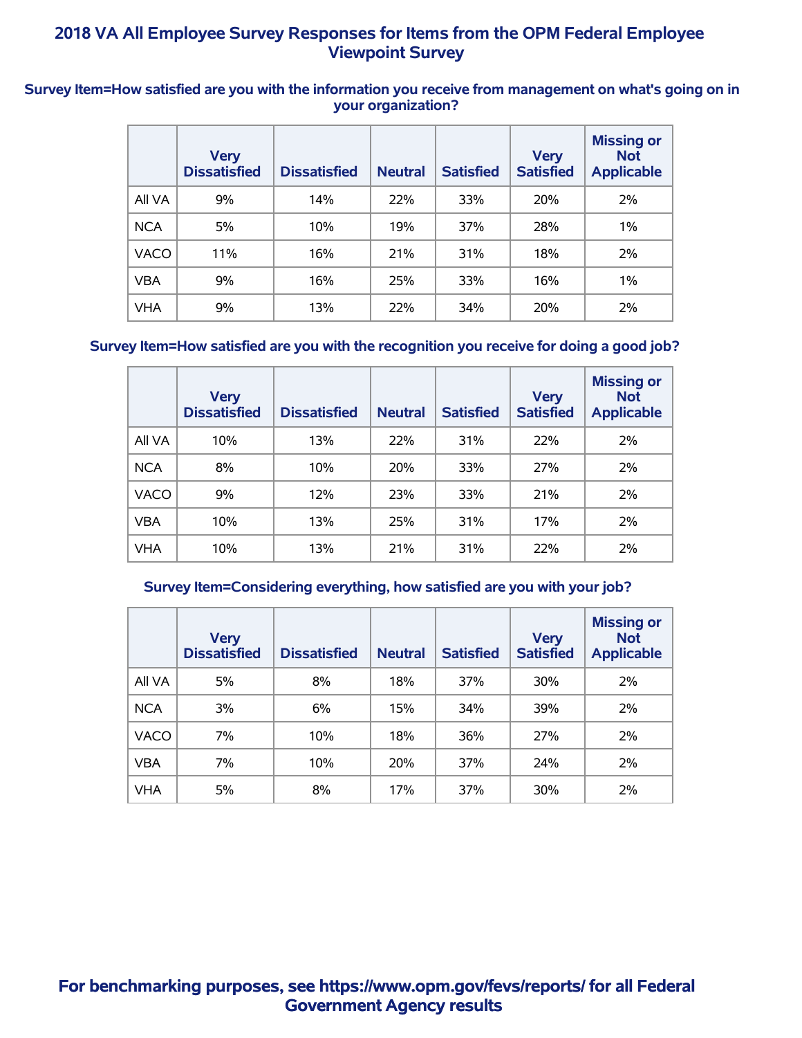# 2018 VA All Employee Survey Responses for Items from the OPM Federal Employee Viewpoint Survey

### Survey Item=How satisfied are you with the information you receive from management on what's going on in your organization?

| | Very Dissatisfied | Dissatisfied | Neutral | Satisfied | Very Satisfied | Missing or Not Applicable |
|---|---|---|---|---|---|---|
| All VA | 9% | 14% | 22% | 33% | 20% | 2% |
| NCA | 5% | 10% | 19% | 37% | 28% | 1% |
| VACO | 11% | 16% | 21% | 31% | 18% | 2% |
| VBA | 9% | 16% | 25% | 33% | 16% | 1% |
| VHA | 9% | 13% | 22% | 34% | 20% | 2% |

### Survey Item=How satisfied are you with the recognition you receive for doing a good job?

| | Very Dissatisfied | Dissatisfied | Neutral | Satisfied | Very Satisfied | Missing or Not Applicable |
|---|---|---|---|---|---|---|
| All VA | 10% | 13% | 22% | 31% | 22% | 2% |
| NCA | 8% | 10% | 20% | 33% | 27% | 2% |
| VACO | 9% | 12% | 23% | 33% | 21% | 2% |
| VBA | 10% | 13% | 25% | 31% | 17% | 2% |
| VHA | 10% | 13% | 21% | 31% | 22% | 2% |

### Survey Item=Considering everything, how satisfied are you with your job?

| | Very Dissatisfied | Dissatisfied | Neutral | Satisfied | Very Satisfied | Missing or Not Applicable |
|---|---|---|---|---|---|---|
| All VA | 5% | 8% | 18% | 37% | 30% | 2% |
| NCA | 3% | 6% | 15% | 34% | 39% | 2% |
| VACO | 7% | 10% | 18% | 36% | 27% | 2% |
| VBA | 7% | 10% | 20% | 37% | 24% | 2% |
| VHA | 5% | 8% | 17% | 37% | 30% | 2% |

**For benchmarking purposes, see https://www.opm.gov/fevs/reports/ for all Federal Government Agency results**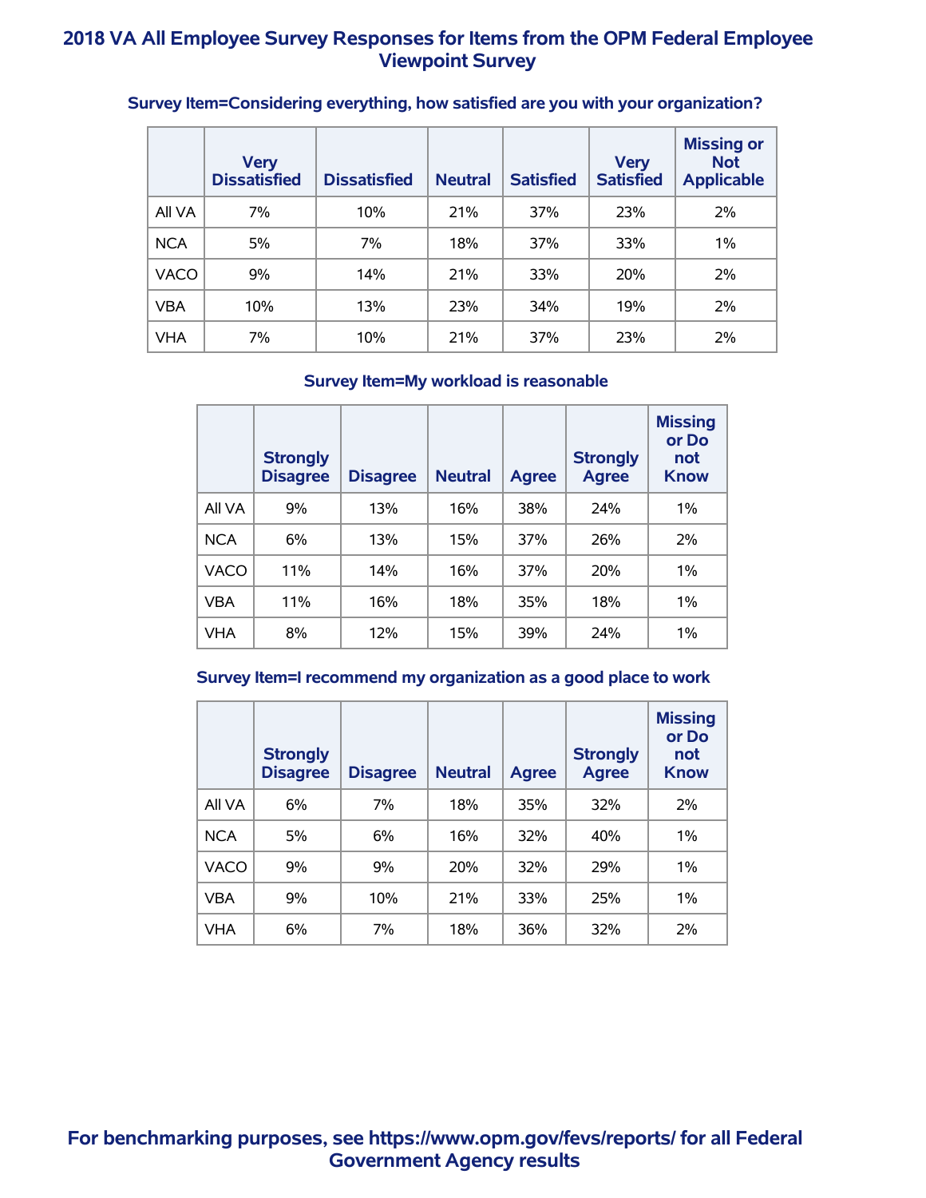# 2018 VA All Employee Survey Responses for Items from the OPM Federal Employee Viewpoint Survey

### Survey Item=Considering everything, how satisfied are you with your organization?

| | Very Dissatisfied | Dissatisfied | Neutral | Satisfied | Very Satisfied | Missing or Not Applicable |
|---|---|---|---|---|---|---|
| All VA | 7% | 10% | 21% | 37% | 23% | 2% |
| NCA | 5% | 7% | 18% | 37% | 33% | 1% |
| VACO | 9% | 14% | 21% | 33% | 20% | 2% |
| VBA | 10% | 13% | 23% | 34% | 19% | 2% |
| VHA | 7% | 10% | 21% | 37% | 23% | 2% |

### Survey Item=My workload is reasonable

| | Strongly Disagree | Disagree | Neutral | Agree | Strongly Agree | Missing or Do not Know |
|---|---|---|---|---|---|---|
| All VA | 9% | 13% | 16% | 38% | 24% | 1% |
| NCA | 6% | 13% | 15% | 37% | 26% | 2% |
| VACO | 11% | 14% | 16% | 37% | 20% | 1% |
| VBA | 11% | 16% | 18% | 35% | 18% | 1% |
| VHA | 8% | 12% | 15% | 39% | 24% | 1% |

### Survey Item=I recommend my organization as a good place to work

| | Strongly Disagree | Disagree | Neutral | Agree | Strongly Agree | Missing or Do not Know |
|---|---|---|---|---|---|---|
| All VA | 6% | 7% | 18% | 35% | 32% | 2% |
| NCA | 5% | 6% | 16% | 32% | 40% | 1% |
| VACO | 9% | 9% | 20% | 32% | 29% | 1% |
| VBA | 9% | 10% | 21% | 33% | 25% | 1% |
| VHA | 6% | 7% | 18% | 36% | 32% | 2% |

**For benchmarking purposes, see https://www.opm.gov/fevs/reports/ for all Federal Government Agency results**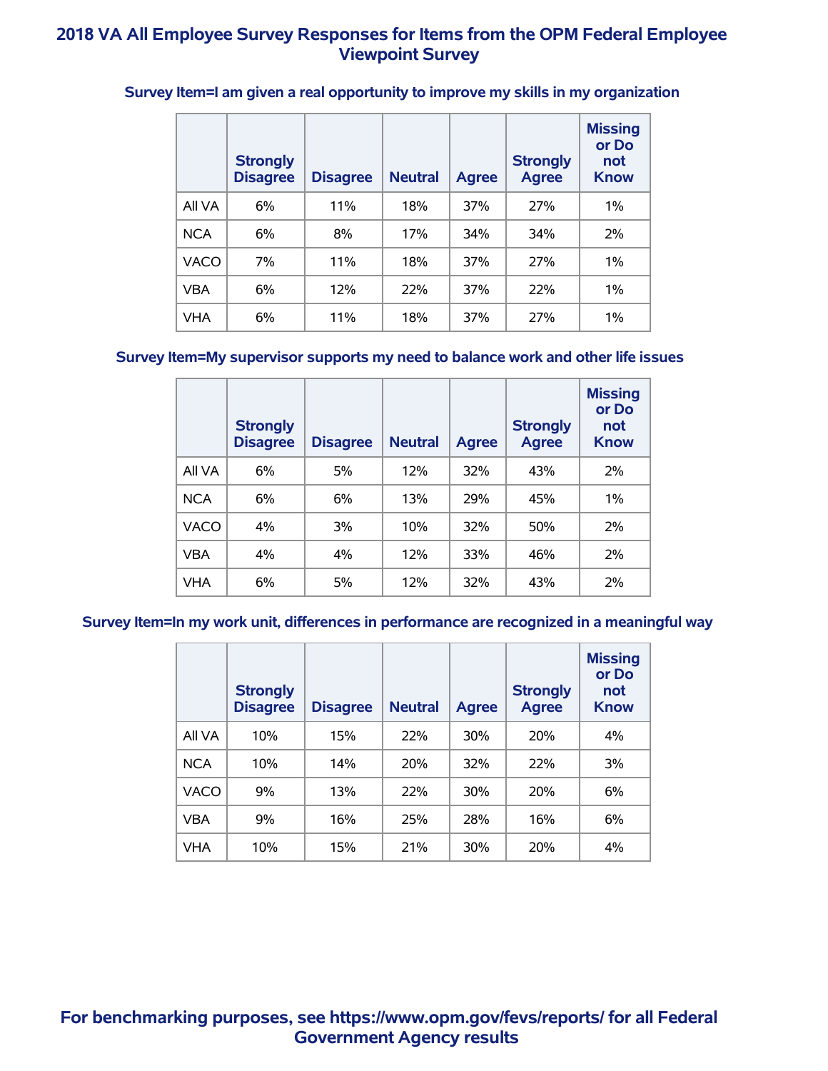# 2018 VA All Employee Survey Responses for Items from the OPM Federal Employee Viewpoint Survey

### Survey Item=I am given a real opportunity to improve my skills in my organization

| | Strongly Disagree | Disagree | Neutral | Agree | Strongly Agree | Missing or Do not Know |
|---|---|---|---|---|---|---|
| All VA | 6% | 11% | 18% | 37% | 27% | 1% |
| NCA | 6% | 8% | 17% | 34% | 34% | 2% |
| VACO | 7% | 11% | 18% | 37% | 27% | 1% |
| VBA | 6% | 12% | 22% | 37% | 22% | 1% |
| VHA | 6% | 11% | 18% | 37% | 27% | 1% |

### Survey Item=My supervisor supports my need to balance work and other life issues

| | Strongly Disagree | Disagree | Neutral | Agree | Strongly Agree | Missing or Do not Know |
|---|---|---|---|---|---|---|
| All VA | 6% | 5% | 12% | 32% | 43% | 2% |
| NCA | 6% | 6% | 13% | 29% | 45% | 1% |
| VACO | 4% | 3% | 10% | 32% | 50% | 2% |
| VBA | 4% | 4% | 12% | 33% | 46% | 2% |
| VHA | 6% | 5% | 12% | 32% | 43% | 2% |

### Survey Item=In my work unit, differences in performance are recognized in a meaningful way

| | Strongly Disagree | Disagree | Neutral | Agree | Strongly Agree | Missing or Do not Know |
|---|---|---|---|---|---|---|
| All VA | 10% | 15% | 22% | 30% | 20% | 4% |
| NCA | 10% | 14% | 20% | 32% | 22% | 3% |
| VACO | 9% | 13% | 22% | 30% | 20% | 6% |
| VBA | 9% | 16% | 25% | 28% | 16% | 6% |
| VHA | 10% | 15% | 21% | 30% | 20% | 4% |

**For benchmarking purposes, see https://www.opm.gov/fevs/reports/ for all Federal Government Agency results**